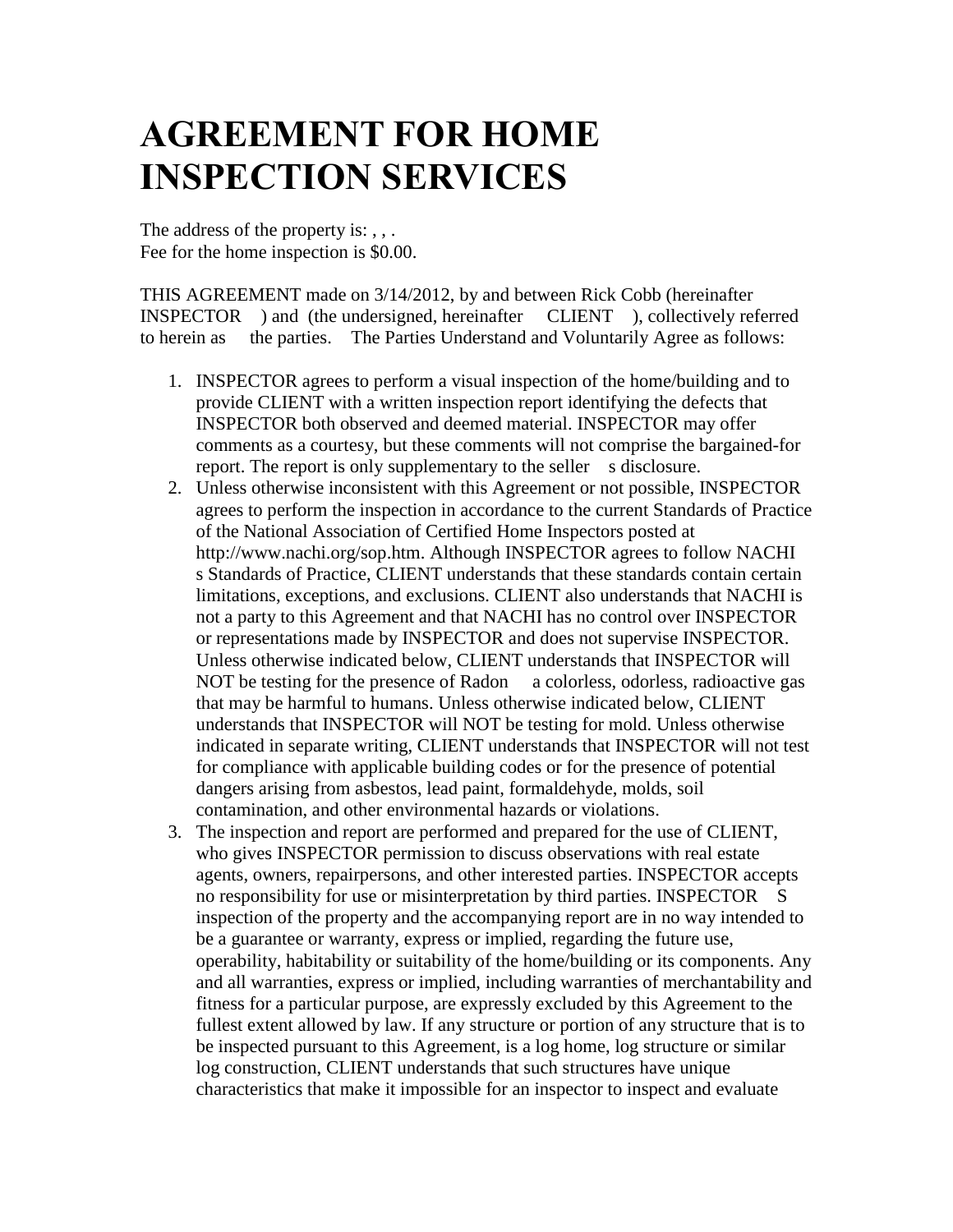# AGREEMENT FOR HOME INSPECTION SERVICES

The address of the property is: , , .
Fee for the home inspection is $0.00.

THIS AGREEMENT made on 3/14/2012, by and between Rick Cobb (hereinafter INSPECTOR ) and (the undersigned, hereinafter CLIENT ), collectively referred to herein as the parties. The Parties Understand and Voluntarily Agree as follows:

1. INSPECTOR agrees to perform a visual inspection of the home/building and to provide CLIENT with a written inspection report identifying the defects that INSPECTOR both observed and deemed material. INSPECTOR may offer comments as a courtesy, but these comments will not comprise the bargained-for report. The report is only supplementary to the seller s disclosure.
2. Unless otherwise inconsistent with this Agreement or not possible, INSPECTOR agrees to perform the inspection in accordance to the current Standards of Practice of the National Association of Certified Home Inspectors posted at http://www.nachi.org/sop.htm. Although INSPECTOR agrees to follow NACHI s Standards of Practice, CLIENT understands that these standards contain certain limitations, exceptions, and exclusions. CLIENT also understands that NACHI is not a party to this Agreement and that NACHI has no control over INSPECTOR or representations made by INSPECTOR and does not supervise INSPECTOR. Unless otherwise indicated below, CLIENT understands that INSPECTOR will NOT be testing for the presence of Radon a colorless, odorless, radioactive gas that may be harmful to humans. Unless otherwise indicated below, CLIENT understands that INSPECTOR will NOT be testing for mold. Unless otherwise indicated in separate writing, CLIENT understands that INSPECTOR will not test for compliance with applicable building codes or for the presence of potential dangers arising from asbestos, lead paint, formaldehyde, molds, soil contamination, and other environmental hazards or violations.
3. The inspection and report are performed and prepared for the use of CLIENT, who gives INSPECTOR permission to discuss observations with real estate agents, owners, repairpersons, and other interested parties. INSPECTOR accepts no responsibility for use or misinterpretation by third parties. INSPECTOR S inspection of the property and the accompanying report are in no way intended to be a guarantee or warranty, express or implied, regarding the future use, operability, habitability or suitability of the home/building or its components. Any and all warranties, express or implied, including warranties of merchantability and fitness for a particular purpose, are expressly excluded by this Agreement to the fullest extent allowed by law. If any structure or portion of any structure that is to be inspected pursuant to this Agreement, is a log home, log structure or similar log construction, CLIENT understands that such structures have unique characteristics that make it impossible for an inspector to inspect and evaluate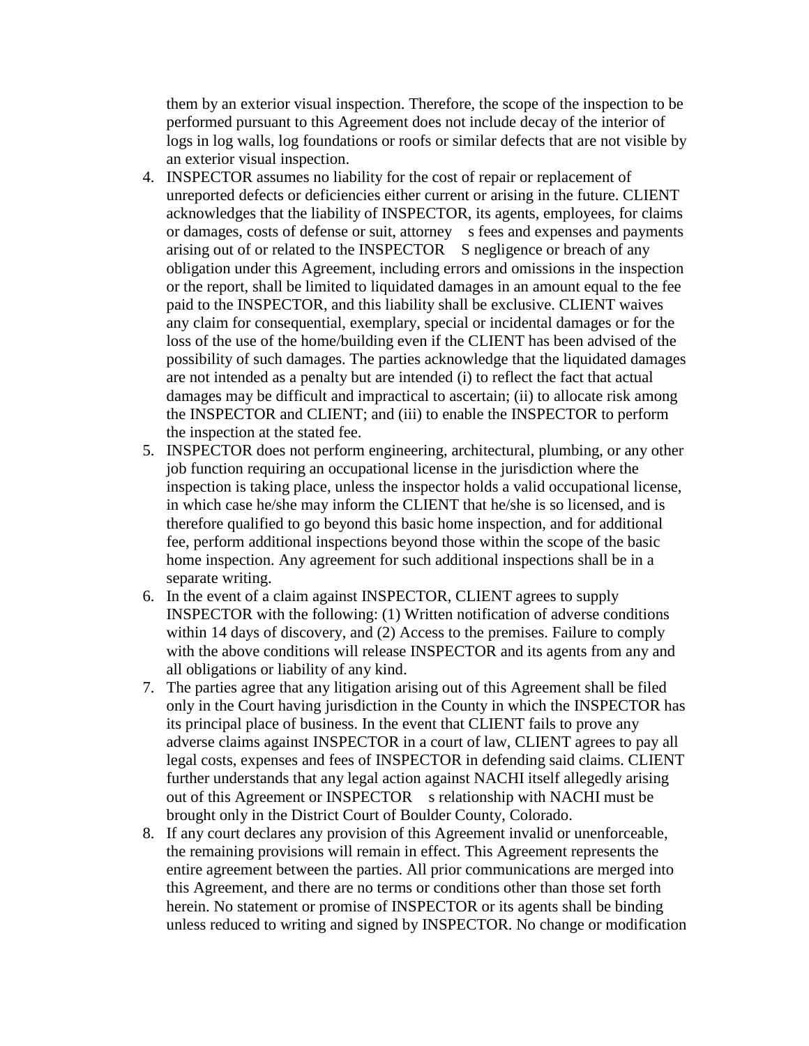them by an exterior visual inspection. Therefore, the scope of the inspection to be performed pursuant to this Agreement does not include decay of the interior of logs in log walls, log foundations or roofs or similar defects that are not visible by an exterior visual inspection.

4. INSPECTOR assumes no liability for the cost of repair or replacement of unreported defects or deficiencies either current or arising in the future. CLIENT acknowledges that the liability of INSPECTOR, its agents, employees, for claims or damages, costs of defense or suit, attorney s fees and expenses and payments arising out of or related to the INSPECTOR S negligence or breach of any obligation under this Agreement, including errors and omissions in the inspection or the report, shall be limited to liquidated damages in an amount equal to the fee paid to the INSPECTOR, and this liability shall be exclusive. CLIENT waives any claim for consequential, exemplary, special or incidental damages or for the loss of the use of the home/building even if the CLIENT has been advised of the possibility of such damages. The parties acknowledge that the liquidated damages are not intended as a penalty but are intended (i) to reflect the fact that actual damages may be difficult and impractical to ascertain; (ii) to allocate risk among the INSPECTOR and CLIENT; and (iii) to enable the INSPECTOR to perform the inspection at the stated fee.
5. INSPECTOR does not perform engineering, architectural, plumbing, or any other job function requiring an occupational license in the jurisdiction where the inspection is taking place, unless the inspector holds a valid occupational license, in which case he/she may inform the CLIENT that he/she is so licensed, and is therefore qualified to go beyond this basic home inspection, and for additional fee, perform additional inspections beyond those within the scope of the basic home inspection. Any agreement for such additional inspections shall be in a separate writing.
6. In the event of a claim against INSPECTOR, CLIENT agrees to supply INSPECTOR with the following: (1) Written notification of adverse conditions within 14 days of discovery, and (2) Access to the premises. Failure to comply with the above conditions will release INSPECTOR and its agents from any and all obligations or liability of any kind.
7. The parties agree that any litigation arising out of this Agreement shall be filed only in the Court having jurisdiction in the County in which the INSPECTOR has its principal place of business. In the event that CLIENT fails to prove any adverse claims against INSPECTOR in a court of law, CLIENT agrees to pay all legal costs, expenses and fees of INSPECTOR in defending said claims. CLIENT further understands that any legal action against NACHI itself allegedly arising out of this Agreement or INSPECTOR s relationship with NACHI must be brought only in the District Court of Boulder County, Colorado.
8. If any court declares any provision of this Agreement invalid or unenforceable, the remaining provisions will remain in effect. This Agreement represents the entire agreement between the parties. All prior communications are merged into this Agreement, and there are no terms or conditions other than those set forth herein. No statement or promise of INSPECTOR or its agents shall be binding unless reduced to writing and signed by INSPECTOR. No change or modification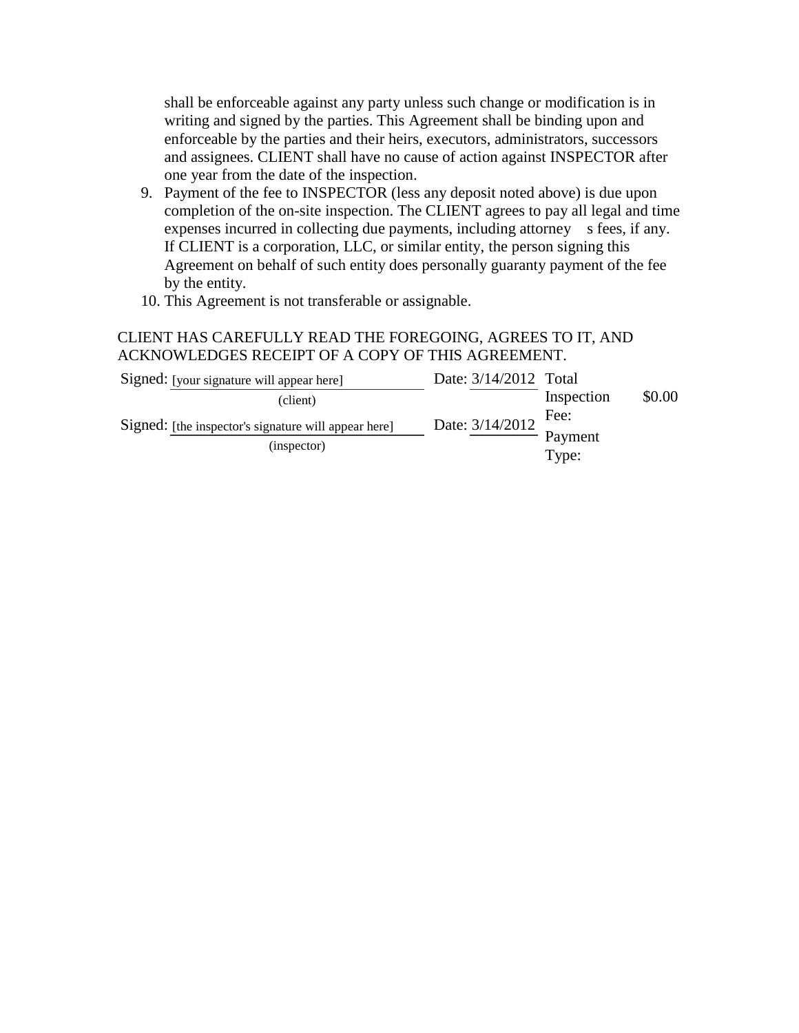shall be enforceable against any party unless such change or modification is in writing and signed by the parties. This Agreement shall be binding upon and enforceable by the parties and their heirs, executors, administrators, successors and assignees. CLIENT shall have no cause of action against INSPECTOR after one year from the date of the inspection.

9. Payment of the fee to INSPECTOR (less any deposit noted above) is due upon completion of the on-site inspection. The CLIENT agrees to pay all legal and time expenses incurred in collecting due payments, including attorney s fees, if any. If CLIENT is a corporation, LLC, or similar entity, the person signing this Agreement on behalf of such entity does personally guaranty payment of the fee by the entity.
10. This Agreement is not transferable or assignable.

CLIENT HAS CAREFULLY READ THE FOREGOING, AGREES TO IT, AND ACKNOWLEDGES RECEIPT OF A COPY OF THIS AGREEMENT.

| | | | |
|---|---|---|---|
| Signed: [your signature will appear here] (client) | Date: 3/14/2012 | Total Inspection Fee: | $0.00 |
| Signed: [the inspector's signature will appear here] (inspector) | Date: 3/14/2012 | Payment Type: | |